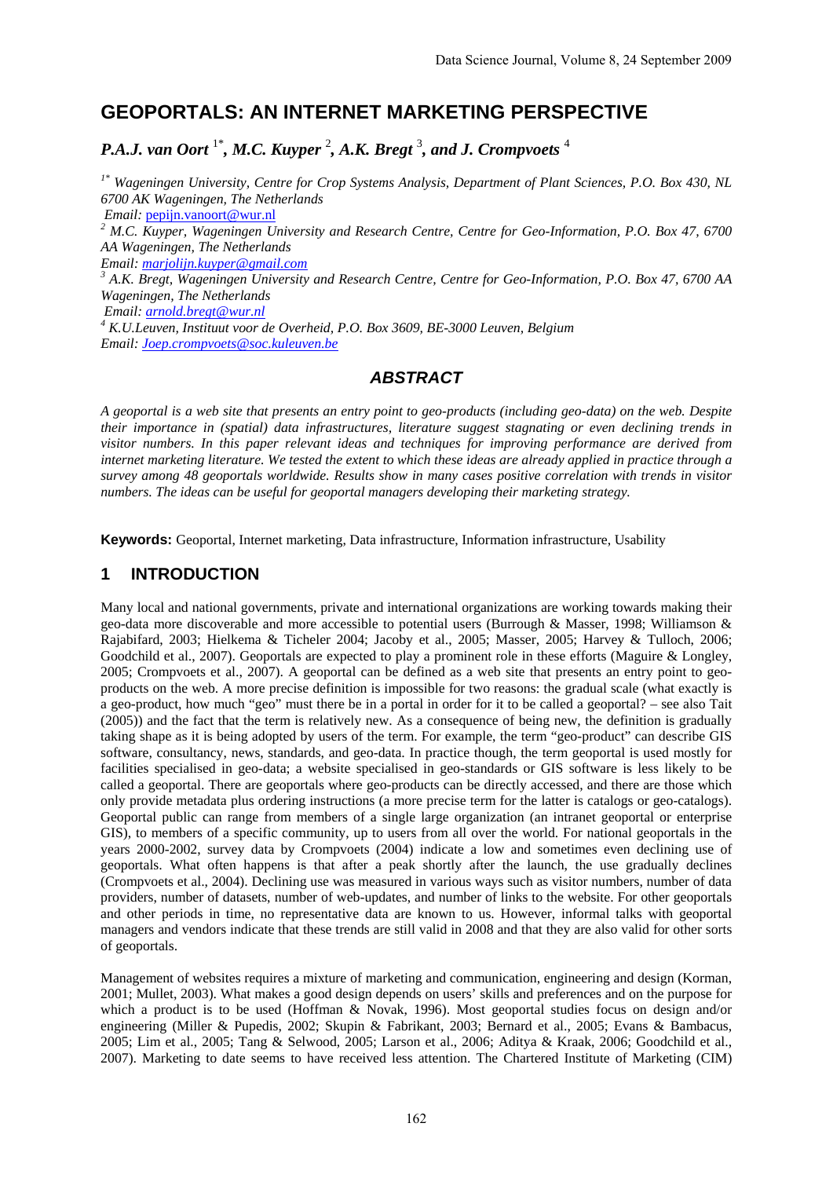# GEOPORTALS: AN INTERNET MARKETING PERSPECTIVE

***P.A.J. van Oort*** [1*]***, M.C. Kuyper*** [2]***, A.K. Bregt*** [3]***, and J. Crompvoets*** [4]

[1*] *Wageningen University, Centre for Crop Systems Analysis, Department of Plant Sciences, P.O. Box 430, NL 6700 AK Wageningen, The Netherlands*
*Email:* pepijn.vanoort@wur.nl

[2] *M.C. Kuyper, Wageningen University and Research Centre, Centre for Geo-Information, P.O. Box 47, 6700 AA Wageningen, The Netherlands*
*Email: marjolijn.kuyper@gmail.com*

[3] *A.K. Bregt, Wageningen University and Research Centre, Centre for Geo-Information, P.O. Box 47, 6700 AA Wageningen, The Netherlands*
*Email: arnold.bregt@wur.nl*

[4] *K.U.Leuven, Instituut voor de Overheid, P.O. Box 3609, BE-3000 Leuven, Belgium*
*Email: Joep.crompvoets@soc.kuleuven.be*

## *ABSTRACT*

*A geoportal is a web site that presents an entry point to geo-products (including geo-data) on the web. Despite their importance in (spatial) data infrastructures, literature suggest stagnating or even declining trends in visitor numbers. In this paper relevant ideas and techniques for improving performance are derived from internet marketing literature. We tested the extent to which these ideas are already applied in practice through a survey among 48 geoportals worldwide. Results show in many cases positive correlation with trends in visitor numbers. The ideas can be useful for geoportal managers developing their marketing strategy.*

**Keywords:** Geoportal, Internet marketing, Data infrastructure, Information infrastructure, Usability

## 1 INTRODUCTION

Many local and national governments, private and international organizations are working towards making their geo-data more discoverable and more accessible to potential users (Burrough & Masser, 1998; Williamson & Rajabifard, 2003; Hielkema & Ticheler 2004; Jacoby et al., 2005; Masser, 2005; Harvey & Tulloch, 2006; Goodchild et al., 2007). Geoportals are expected to play a prominent role in these efforts (Maguire & Longley, 2005; Crompvoets et al., 2007). A geoportal can be defined as a web site that presents an entry point to geo-products on the web. A more precise definition is impossible for two reasons: the gradual scale (what exactly is a geo-product, how much "geo" must there be in a portal in order for it to be called a geoportal? – see also Tait (2005)) and the fact that the term is relatively new. As a consequence of being new, the definition is gradually taking shape as it is being adopted by users of the term. For example, the term "geo-product" can describe GIS software, consultancy, news, standards, and geo-data. In practice though, the term geoportal is used mostly for facilities specialised in geo-data; a website specialised in geo-standards or GIS software is less likely to be called a geoportal. There are geoportals where geo-products can be directly accessed, and there are those which only provide metadata plus ordering instructions (a more precise term for the latter is catalogs or geo-catalogs). Geoportal public can range from members of a single large organization (an intranet geoportal or enterprise GIS), to members of a specific community, up to users from all over the world. For national geoportals in the years 2000-2002, survey data by Crompvoets (2004) indicate a low and sometimes even declining use of geoportals. What often happens is that after a peak shortly after the launch, the use gradually declines (Crompvoets et al., 2004). Declining use was measured in various ways such as visitor numbers, number of data providers, number of datasets, number of web-updates, and number of links to the website. For other geoportals and other periods in time, no representative data are known to us. However, informal talks with geoportal managers and vendors indicate that these trends are still valid in 2008 and that they are also valid for other sorts of geoportals.

Management of websites requires a mixture of marketing and communication, engineering and design (Korman, 2001; Mullet, 2003). What makes a good design depends on users' skills and preferences and on the purpose for which a product is to be used (Hoffman & Novak, 1996). Most geoportal studies focus on design and/or engineering (Miller & Pupedis, 2002; Skupin & Fabrikant, 2003; Bernard et al., 2005; Evans & Bambacus, 2005; Lim et al., 2005; Tang & Selwood, 2005; Larson et al., 2006; Aditya & Kraak, 2006; Goodchild et al., 2007). Marketing to date seems to have received less attention. The Chartered Institute of Marketing (CIM)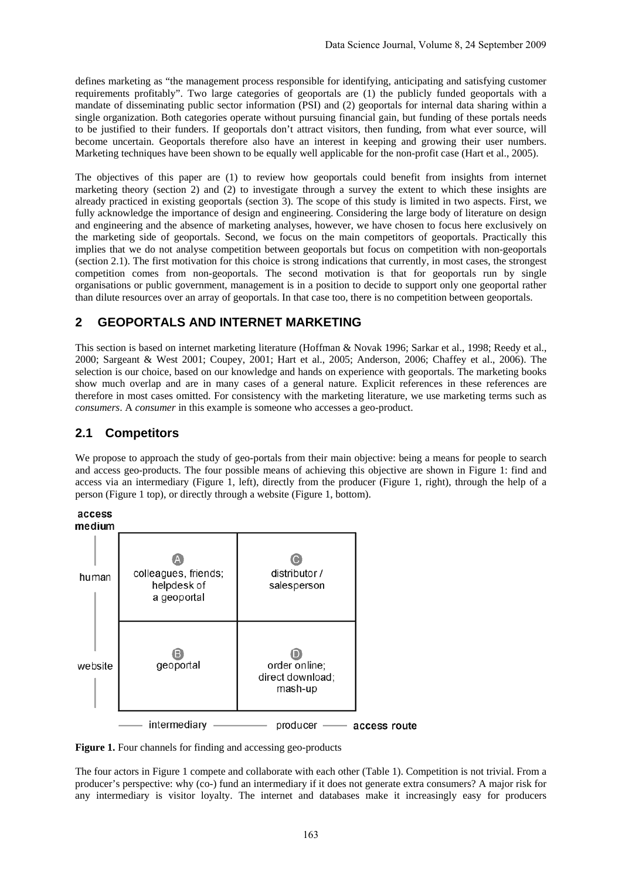defines marketing as "the management process responsible for identifying, anticipating and satisfying customer requirements profitably". Two large categories of geoportals are (1) the publicly funded geoportals with a mandate of disseminating public sector information (PSI) and (2) geoportals for internal data sharing within a single organization. Both categories operate without pursuing financial gain, but funding of these portals needs to be justified to their funders. If geoportals don't attract visitors, then funding, from what ever source, will become uncertain. Geoportals therefore also have an interest in keeping and growing their user numbers. Marketing techniques have been shown to be equally well applicable for the non-profit case (Hart et al., 2005).

The objectives of this paper are (1) to review how geoportals could benefit from insights from internet marketing theory (section 2) and (2) to investigate through a survey the extent to which these insights are already practiced in existing geoportals (section 3). The scope of this study is limited in two aspects. First, we fully acknowledge the importance of design and engineering. Considering the large body of literature on design and engineering and the absence of marketing analyses, however, we have chosen to focus here exclusively on the marketing side of geoportals. Second, we focus on the main competitors of geoportals. Practically this implies that we do not analyse competition between geoportals but focus on competition with non-geoportals (section 2.1). The first motivation for this choice is strong indications that currently, in most cases, the strongest competition comes from non-geoportals. The second motivation is that for geoportals run by single organisations or public government, management is in a position to decide to support only one geoportal rather than dilute resources over an array of geoportals. In that case too, there is no competition between geoportals.

## 2 GEOPORTALS AND INTERNET MARKETING

This section is based on internet marketing literature (Hoffman & Novak 1996; Sarkar et al., 1998; Reedy et al., 2000; Sargeant & West 2001; Coupey, 2001; Hart et al., 2005; Anderson, 2006; Chaffey et al., 2006). The selection is our choice, based on our knowledge and hands on experience with geoportals. The marketing books show much overlap and are in many cases of a general nature. Explicit references in these references are therefore in most cases omitted. For consistency with the marketing literature, we use marketing terms such as *consumers*. A *consumer* in this example is someone who accesses a geo-product.

## 2.1 Competitors

We propose to approach the study of geo-portals from their main objective: being a means for people to search and access geo-products. The four possible means of achieving this objective are shown in Figure 1: find and access via an intermediary (Figure 1, left), directly from the producer (Figure 1, right), through the help of a person (Figure 1 top), or directly through a website (Figure 1, bottom).

| access medium | intermediary | producer |
|---|---|---|
| human | A colleagues, friends; helpdesk of a geoportal | C distributor / salesperson |
| website | B geoportal | D order online; direct download; mash-up |

**Figure 1.** Four channels for finding and accessing geo-products

The four actors in Figure 1 compete and collaborate with each other (Table 1). Competition is not trivial. From a producer's perspective: why (co-) fund an intermediary if it does not generate extra consumers? A major risk for any intermediary is visitor loyalty. The internet and databases make it increasingly easy for producers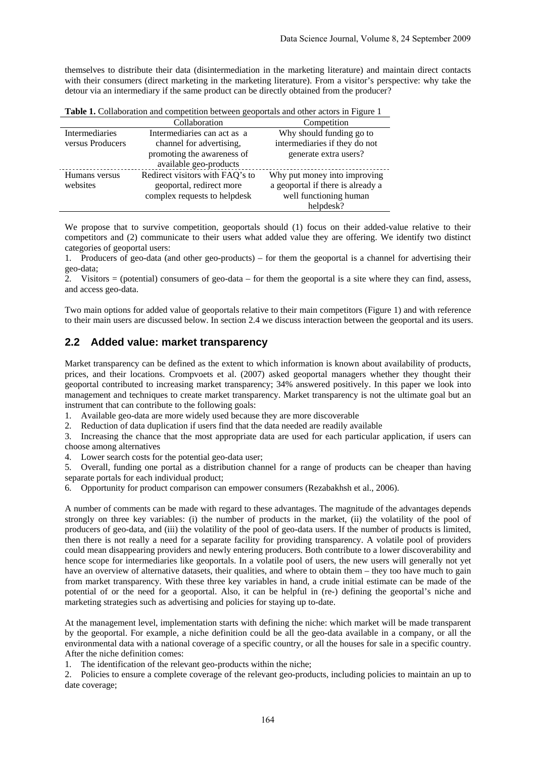themselves to distribute their data (disintermediation in the marketing literature) and maintain direct contacts with their consumers (direct marketing in the marketing literature). From a visitor's perspective: why take the detour via an intermediary if the same product can be directly obtained from the producer?

**Table 1.** Collaboration and competition between geoportals and other actors in Figure 1

| | Collaboration | Competition |
|---|---|---|
| Intermediaries versus Producers | Intermediaries can act as a channel for advertising, promoting the awareness of available geo-products | Why should funding go to intermediaries if they do not generate extra users? |
| Humans versus websites | Redirect visitors with FAQ's to geoportal, redirect more complex requests to helpdesk | Why put money into improving a geoportal if there is already a well functioning human helpdesk? |

We propose that to survive competition, geoportals should (1) focus on their added-value relative to their competitors and (2) communicate to their users what added value they are offering. We identify two distinct categories of geoportal users:

1. Producers of geo-data (and other geo-products) – for them the geoportal is a channel for advertising their geo-data;
2. Visitors = (potential) consumers of geo-data – for them the geoportal is a site where they can find, assess, and access geo-data.

Two main options for added value of geoportals relative to their main competitors (Figure 1) and with reference to their main users are discussed below. In section 2.4 we discuss interaction between the geoportal and its users.

## 2.2 Added value: market transparency

Market transparency can be defined as the extent to which information is known about availability of products, prices, and their locations. Crompvoets et al. (2007) asked geoportal managers whether they thought their geoportal contributed to increasing market transparency; 34% answered positively. In this paper we look into management and techniques to create market transparency. Market transparency is not the ultimate goal but an instrument that can contribute to the following goals:

1. Available geo-data are more widely used because they are more discoverable
2. Reduction of data duplication if users find that the data needed are readily available
3. Increasing the chance that the most appropriate data are used for each particular application, if users can choose among alternatives
4. Lower search costs for the potential geo-data user;
5. Overall, funding one portal as a distribution channel for a range of products can be cheaper than having separate portals for each individual product;
6. Opportunity for product comparison can empower consumers (Rezabakhsh et al., 2006).

A number of comments can be made with regard to these advantages. The magnitude of the advantages depends strongly on three key variables: (i) the number of products in the market, (ii) the volatility of the pool of producers of geo-data, and (iii) the volatility of the pool of geo-data users. If the number of products is limited, then there is not really a need for a separate facility for providing transparency. A volatile pool of providers could mean disappearing providers and newly entering producers. Both contribute to a lower discoverability and hence scope for intermediaries like geoportals. In a volatile pool of users, the new users will generally not yet have an overview of alternative datasets, their qualities, and where to obtain them – they too have much to gain from market transparency. With these three key variables in hand, a crude initial estimate can be made of the potential of or the need for a geoportal. Also, it can be helpful in (re-) defining the geoportal's niche and marketing strategies such as advertising and policies for staying up to-date.

At the management level, implementation starts with defining the niche: which market will be made transparent by the geoportal. For example, a niche definition could be all the geo-data available in a company, or all the environmental data with a national coverage of a specific country, or all the houses for sale in a specific country. After the niche definition comes:

1. The identification of the relevant geo-products within the niche;
2. Policies to ensure a complete coverage of the relevant geo-products, including policies to maintain an up to date coverage;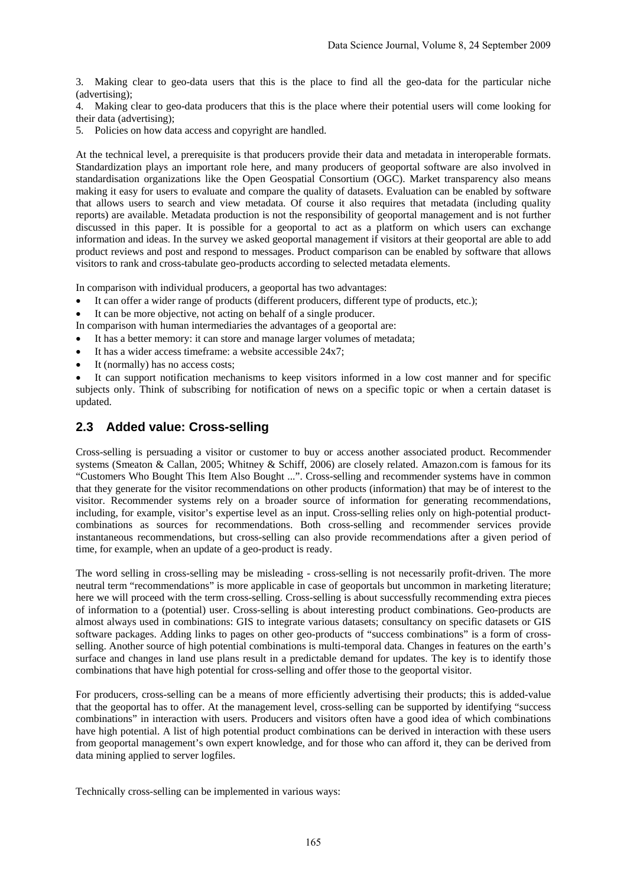3. Making clear to geo-data users that this is the place to find all the geo-data for the particular niche (advertising);
4. Making clear to geo-data producers that this is the place where their potential users will come looking for their data (advertising);
5. Policies on how data access and copyright are handled.

At the technical level, a prerequisite is that producers provide their data and metadata in interoperable formats. Standardization plays an important role here, and many producers of geoportal software are also involved in standardisation organizations like the Open Geospatial Consortium (OGC). Market transparency also means making it easy for users to evaluate and compare the quality of datasets. Evaluation can be enabled by software that allows users to search and view metadata. Of course it also requires that metadata (including quality reports) are available. Metadata production is not the responsibility of geoportal management and is not further discussed in this paper. It is possible for a geoportal to act as a platform on which users can exchange information and ideas. In the survey we asked geoportal management if visitors at their geoportal are able to add product reviews and post and respond to messages. Product comparison can be enabled by software that allows visitors to rank and cross-tabulate geo-products according to selected metadata elements.

In comparison with individual producers, a geoportal has two advantages:

- It can offer a wider range of products (different producers, different type of products, etc.);
- It can be more objective, not acting on behalf of a single producer.

In comparison with human intermediaries the advantages of a geoportal are:

- It has a better memory: it can store and manage larger volumes of metadata;
- It has a wider access timeframe: a website accessible 24x7;
- It (normally) has no access costs;
- It can support notification mechanisms to keep visitors informed in a low cost manner and for specific subjects only. Think of subscribing for notification of news on a specific topic or when a certain dataset is updated.

## 2.3 Added value: Cross-selling

Cross-selling is persuading a visitor or customer to buy or access another associated product. Recommender systems (Smeaton & Callan, 2005; Whitney & Schiff, 2006) are closely related. Amazon.com is famous for its "Customers Who Bought This Item Also Bought ...". Cross-selling and recommender systems have in common that they generate for the visitor recommendations on other products (information) that may be of interest to the visitor. Recommender systems rely on a broader source of information for generating recommendations, including, for example, visitor's expertise level as an input. Cross-selling relies only on high-potential product-combinations as sources for recommendations. Both cross-selling and recommender services provide instantaneous recommendations, but cross-selling can also provide recommendations after a given period of time, for example, when an update of a geo-product is ready.

The word selling in cross-selling may be misleading - cross-selling is not necessarily profit-driven. The more neutral term "recommendations" is more applicable in case of geoportals but uncommon in marketing literature; here we will proceed with the term cross-selling. Cross-selling is about successfully recommending extra pieces of information to a (potential) user. Cross-selling is about interesting product combinations. Geo-products are almost always used in combinations: GIS to integrate various datasets; consultancy on specific datasets or GIS software packages. Adding links to pages on other geo-products of "success combinations" is a form of cross-selling. Another source of high potential combinations is multi-temporal data. Changes in features on the earth's surface and changes in land use plans result in a predictable demand for updates. The key is to identify those combinations that have high potential for cross-selling and offer those to the geoportal visitor.

For producers, cross-selling can be a means of more efficiently advertising their products; this is added-value that the geoportal has to offer. At the management level, cross-selling can be supported by identifying "success combinations" in interaction with users. Producers and visitors often have a good idea of which combinations have high potential. A list of high potential product combinations can be derived in interaction with these users from geoportal management's own expert knowledge, and for those who can afford it, they can be derived from data mining applied to server logfiles.

Technically cross-selling can be implemented in various ways: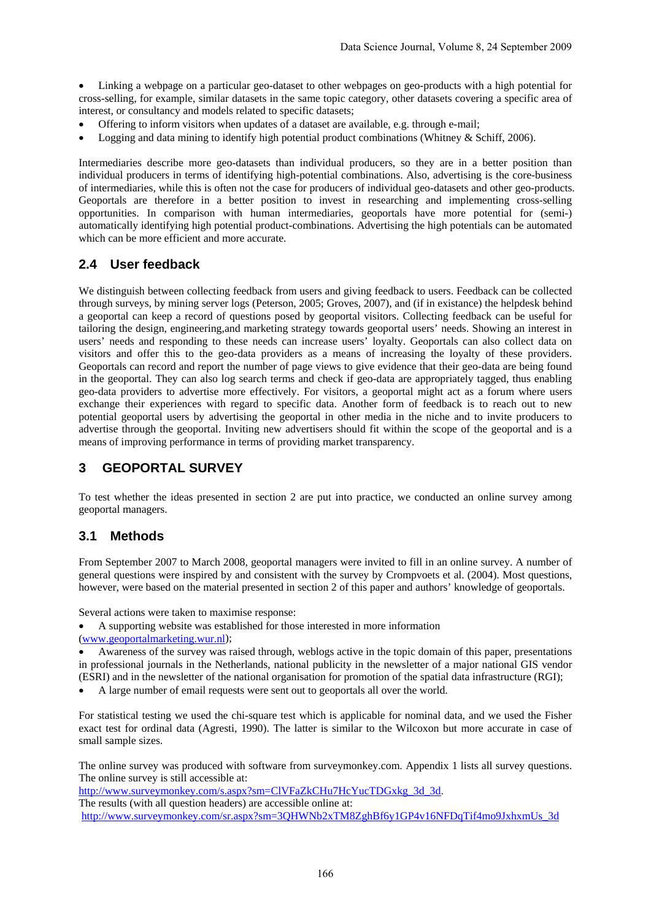- Linking a webpage on a particular geo-dataset to other webpages on geo-products with a high potential for cross-selling, for example, similar datasets in the same topic category, other datasets covering a specific area of interest, or consultancy and models related to specific datasets;
- Offering to inform visitors when updates of a dataset are available, e.g. through e-mail;
- Logging and data mining to identify high potential product combinations (Whitney & Schiff, 2006).

Intermediaries describe more geo-datasets than individual producers, so they are in a better position than individual producers in terms of identifying high-potential combinations. Also, advertising is the core-business of intermediaries, while this is often not the case for producers of individual geo-datasets and other geo-products. Geoportals are therefore in a better position to invest in researching and implementing cross-selling opportunities. In comparison with human intermediaries, geoportals have more potential for (semi-) automatically identifying high potential product-combinations. Advertising the high potentials can be automated which can be more efficient and more accurate.

## 2.4 User feedback

We distinguish between collecting feedback from users and giving feedback to users. Feedback can be collected through surveys, by mining server logs (Peterson, 2005; Groves, 2007), and (if in existance) the helpdesk behind a geoportal can keep a record of questions posed by geoportal visitors. Collecting feedback can be useful for tailoring the design, engineering,and marketing strategy towards geoportal users' needs. Showing an interest in users' needs and responding to these needs can increase users' loyalty. Geoportals can also collect data on visitors and offer this to the geo-data providers as a means of increasing the loyalty of these providers. Geoportals can record and report the number of page views to give evidence that their geo-data are being found in the geoportal. They can also log search terms and check if geo-data are appropriately tagged, thus enabling geo-data providers to advertise more effectively. For visitors, a geoportal might act as a forum where users exchange their experiences with regard to specific data. Another form of feedback is to reach out to new potential geoportal users by advertising the geoportal in other media in the niche and to invite producers to advertise through the geoportal. Inviting new advertisers should fit within the scope of the geoportal and is a means of improving performance in terms of providing market transparency.

# 3 GEOPORTAL SURVEY

To test whether the ideas presented in section 2 are put into practice, we conducted an online survey among geoportal managers.

## 3.1 Methods

From September 2007 to March 2008, geoportal managers were invited to fill in an online survey. A number of general questions were inspired by and consistent with the survey by Crompvoets et al. (2004). Most questions, however, were based on the material presented in section 2 of this paper and authors' knowledge of geoportals.

Several actions were taken to maximise response:

- A supporting website was established for those interested in more information (www.geoportalmarketing.wur.nl);
- Awareness of the survey was raised through, weblogs active in the topic domain of this paper, presentations in professional journals in the Netherlands, national publicity in the newsletter of a major national GIS vendor (ESRI) and in the newsletter of the national organisation for promotion of the spatial data infrastructure (RGI);
- A large number of email requests were sent out to geoportals all over the world.

For statistical testing we used the chi-square test which is applicable for nominal data, and we used the Fisher exact test for ordinal data (Agresti, 1990). The latter is similar to the Wilcoxon but more accurate in case of small sample sizes.

The online survey was produced with software from surveymonkey.com. Appendix 1 lists all survey questions. The online survey is still accessible at:
http://www.surveymonkey.com/s.aspx?sm=ClVFaZkCHu7HcYucTDGxkg_3d_3d.
The results (with all question headers) are accessible online at:
http://www.surveymonkey.com/sr.aspx?sm=3QHWNb2xTM8ZghBf6y1GP4v16NFDqTif4mo9JxhxmUs_3d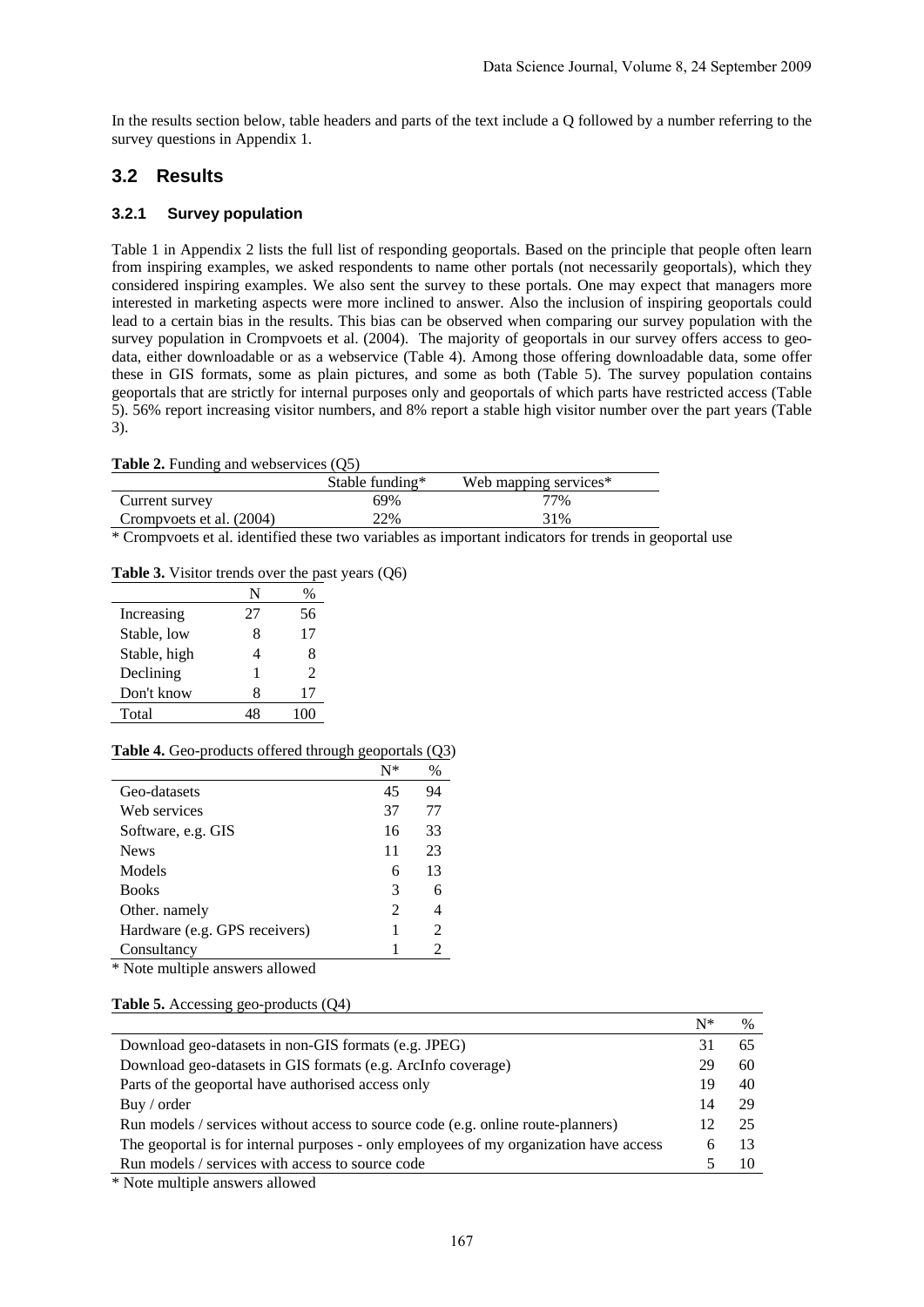In the results section below, table headers and parts of the text include a Q followed by a number referring to the survey questions in Appendix 1.

## 3.2 Results

### 3.2.1 Survey population

Table 1 in Appendix 2 lists the full list of responding geoportals. Based on the principle that people often learn from inspiring examples, we asked respondents to name other portals (not necessarily geoportals), which they considered inspiring examples. We also sent the survey to these portals. One may expect that managers more interested in marketing aspects were more inclined to answer. Also the inclusion of inspiring geoportals could lead to a certain bias in the results. This bias can be observed when comparing our survey population with the survey population in Crompvoets et al. (2004). The majority of geoportals in our survey offers access to geo-data, either downloadable or as a webservice (Table 4). Among those offering downloadable data, some offer these in GIS formats, some as plain pictures, and some as both (Table 5). The survey population contains geoportals that are strictly for internal purposes only and geoportals of which parts have restricted access (Table 5). 56% report increasing visitor numbers, and 8% report a stable high visitor number over the part years (Table 3).

**Table 2.** Funding and webservices (Q5)

| | Stable funding* | Web mapping services* |
|---|---|---|
| Current survey | 69% | 77% |
| Crompvoets et al. (2004) | 22% | 31% |

* Crompvoets et al. identified these two variables as important indicators for trends in geoportal use

**Table 3.** Visitor trends over the past years (Q6)

| | N | % |
|---|---|---|
| Increasing | 27 | 56 |
| Stable, low | 8 | 17 |
| Stable, high | 4 | 8 |
| Declining | 1 | 2 |
| Don't know | 8 | 17 |
| Total | 48 | 100 |

**Table 4.** Geo-products offered through geoportals (Q3)

| | N* | % |
|---|---|---|
| Geo-datasets | 45 | 94 |
| Web services | 37 | 77 |
| Software, e.g. GIS | 16 | 33 |
| News | 11 | 23 |
| Models | 6 | 13 |
| Books | 3 | 6 |
| Other. namely | 2 | 4 |
| Hardware (e.g. GPS receivers) | 1 | 2 |
| Consultancy | 1 | 2 |

* Note multiple answers allowed

**Table 5.** Accessing geo-products (Q4)

| | N* | % |
|---|---|---|
| Download geo-datasets in non-GIS formats (e.g. JPEG) | 31 | 65 |
| Download geo-datasets in GIS formats (e.g. ArcInfo coverage) | 29 | 60 |
| Parts of the geoportal have authorised access only | 19 | 40 |
| Buy / order | 14 | 29 |
| Run models / services without access to source code (e.g. online route-planners) | 12 | 25 |
| The geoportal is for internal purposes - only employees of my organization have access | 6 | 13 |
| Run models / services with access to source code | 5 | 10 |

* Note multiple answers allowed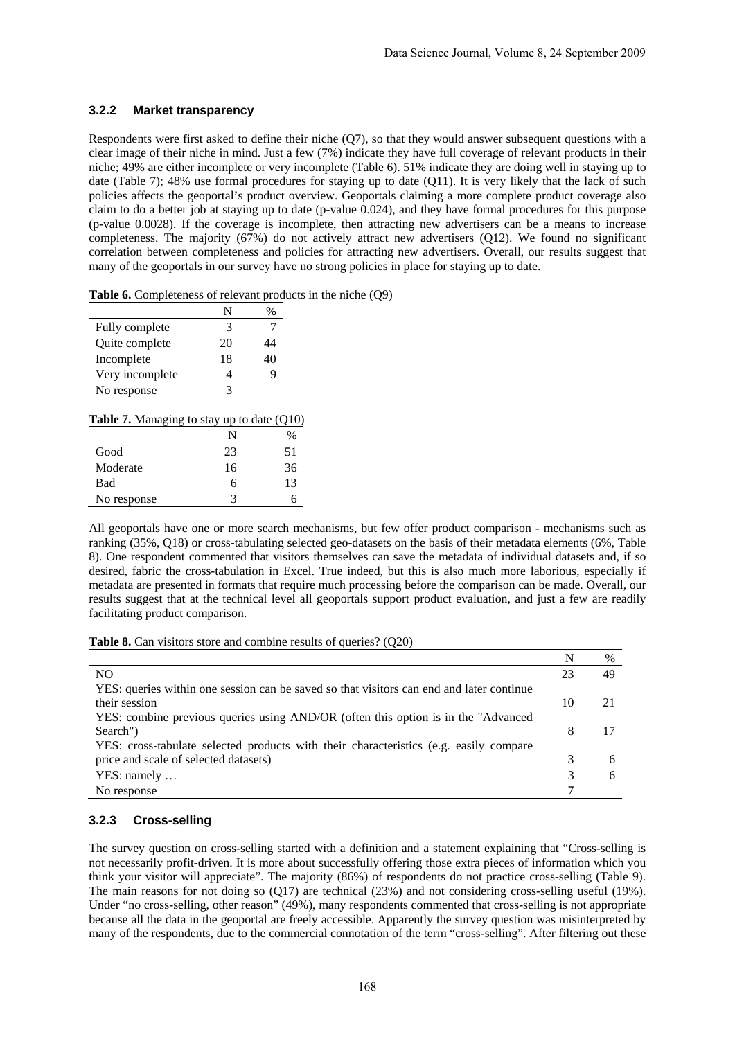### 3.2.2 Market transparency

Respondents were first asked to define their niche (Q7), so that they would answer subsequent questions with a clear image of their niche in mind. Just a few (7%) indicate they have full coverage of relevant products in their niche; 49% are either incomplete or very incomplete (Table 6). 51% indicate they are doing well in staying up to date (Table 7); 48% use formal procedures for staying up to date (Q11). It is very likely that the lack of such policies affects the geoportal's product overview. Geoportals claiming a more complete product coverage also claim to do a better job at staying up to date (p-value 0.024), and they have formal procedures for this purpose (p-value 0.0028). If the coverage is incomplete, then attracting new advertisers can be a means to increase completeness. The majority (67%) do not actively attract new advertisers (Q12). We found no significant correlation between completeness and policies for attracting new advertisers. Overall, our results suggest that many of the geoportals in our survey have no strong policies in place for staying up to date.

**Table 6.** Completeness of relevant products in the niche (Q9)

| | N | % |
|---|---|---|
| Fully complete | 3 | 7 |
| Quite complete | 20 | 44 |
| Incomplete | 18 | 40 |
| Very incomplete | 4 | 9 |
| No response | 3 | |

**Table 7.** Managing to stay up to date (Q10)

| | N | % |
|---|---|---|
| Good | 23 | 51 |
| Moderate | 16 | 36 |
| Bad | 6 | 13 |
| No response | 3 | 6 |

All geoportals have one or more search mechanisms, but few offer product comparison - mechanisms such as ranking (35%, Q18) or cross-tabulating selected geo-datasets on the basis of their metadata elements (6%, Table 8). One respondent commented that visitors themselves can save the metadata of individual datasets and, if so desired, fabric the cross-tabulation in Excel. True indeed, but this is also much more laborious, especially if metadata are presented in formats that require much processing before the comparison can be made. Overall, our results suggest that at the technical level all geoportals support product evaluation, and just a few are readily facilitating product comparison.

**Table 8.** Can visitors store and combine results of queries? (Q20)

| | N | % |
|---|---|---|
| NO | 23 | 49 |
| YES: queries within one session can be saved so that visitors can end and later continue their session | 10 | 21 |
| YES: combine previous queries using AND/OR (often this option is in the "Advanced Search") | 8 | 17 |
| YES: cross-tabulate selected products with their characteristics (e.g. easily compare price and scale of selected datasets) | 3 | 6 |
| YES: namely … | 3 | 6 |
| No response | 7 | |

### 3.2.3 Cross-selling

The survey question on cross-selling started with a definition and a statement explaining that "Cross-selling is not necessarily profit-driven. It is more about successfully offering those extra pieces of information which you think your visitor will appreciate". The majority (86%) of respondents do not practice cross-selling (Table 9). The main reasons for not doing so (Q17) are technical (23%) and not considering cross-selling useful (19%). Under "no cross-selling, other reason" (49%), many respondents commented that cross-selling is not appropriate because all the data in the geoportal are freely accessible. Apparently the survey question was misinterpreted by many of the respondents, due to the commercial connotation of the term "cross-selling". After filtering out these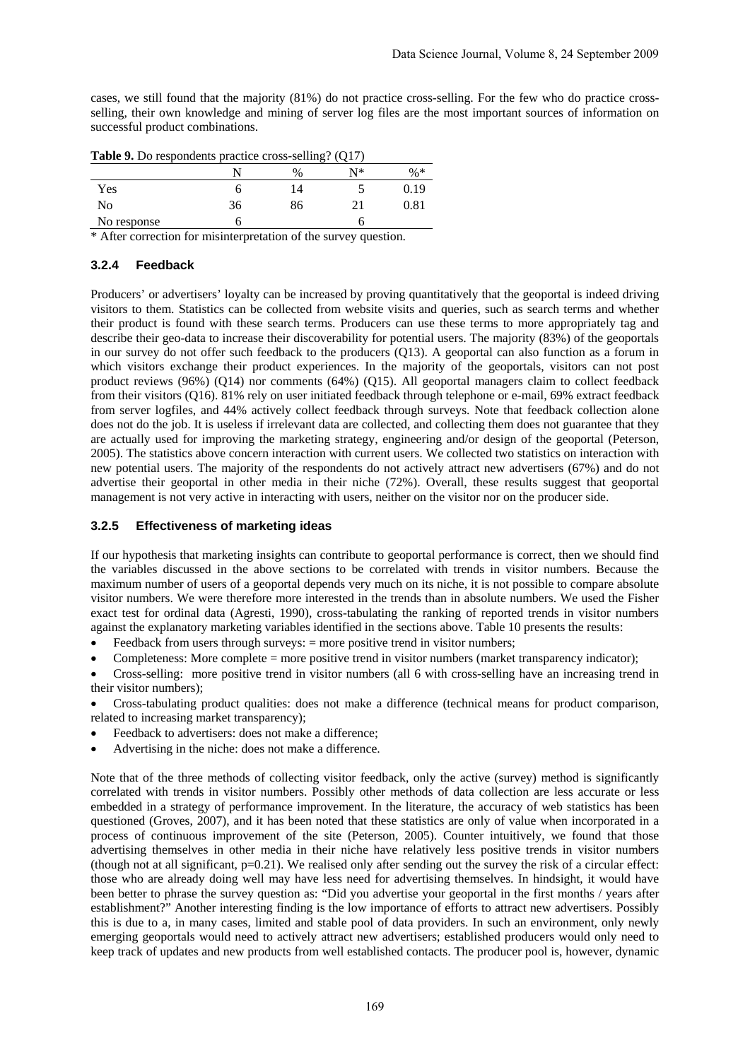cases, we still found that the majority (81%) do not practice cross-selling. For the few who do practice cross-selling, their own knowledge and mining of server log files are the most important sources of information on successful product combinations.

**Table 9.** Do respondents practice cross-selling? (Q17)

| | N | % | N* | %* |
|---|---|---|---|---|
| Yes | 6 | 14 | 5 | 0.19 |
| No | 36 | 86 | 21 | 0.81 |
| No response | 6 | | 6 | |

\* After correction for misinterpretation of the survey question.

### 3.2.4 Feedback

Producers' or advertisers' loyalty can be increased by proving quantitatively that the geoportal is indeed driving visitors to them. Statistics can be collected from website visits and queries, such as search terms and whether their product is found with these search terms. Producers can use these terms to more appropriately tag and describe their geo-data to increase their discoverability for potential users. The majority (83%) of the geoportals in our survey do not offer such feedback to the producers (Q13). A geoportal can also function as a forum in which visitors exchange their product experiences. In the majority of the geoportals, visitors can not post product reviews (96%) (Q14) nor comments (64%) (Q15). All geoportal managers claim to collect feedback from their visitors (Q16). 81% rely on user initiated feedback through telephone or e-mail, 69% extract feedback from server logfiles, and 44% actively collect feedback through surveys. Note that feedback collection alone does not do the job. It is useless if irrelevant data are collected, and collecting them does not guarantee that they are actually used for improving the marketing strategy, engineering and/or design of the geoportal (Peterson, 2005). The statistics above concern interaction with current users. We collected two statistics on interaction with new potential users. The majority of the respondents do not actively attract new advertisers (67%) and do not advertise their geoportal in other media in their niche (72%). Overall, these results suggest that geoportal management is not very active in interacting with users, neither on the visitor nor on the producer side.

### 3.2.5 Effectiveness of marketing ideas

If our hypothesis that marketing insights can contribute to geoportal performance is correct, then we should find the variables discussed in the above sections to be correlated with trends in visitor numbers. Because the maximum number of users of a geoportal depends very much on its niche, it is not possible to compare absolute visitor numbers. We were therefore more interested in the trends than in absolute numbers. We used the Fisher exact test for ordinal data (Agresti, 1990), cross-tabulating the ranking of reported trends in visitor numbers against the explanatory marketing variables identified in the sections above. Table 10 presents the results:

- Feedback from users through surveys: = more positive trend in visitor numbers;
- Completeness: More complete = more positive trend in visitor numbers (market transparency indicator);
- Cross-selling: more positive trend in visitor numbers (all 6 with cross-selling have an increasing trend in their visitor numbers);
- Cross-tabulating product qualities: does not make a difference (technical means for product comparison, related to increasing market transparency);
- Feedback to advertisers: does not make a difference;
- Advertising in the niche: does not make a difference.

Note that of the three methods of collecting visitor feedback, only the active (survey) method is significantly correlated with trends in visitor numbers. Possibly other methods of data collection are less accurate or less embedded in a strategy of performance improvement. In the literature, the accuracy of web statistics has been questioned (Groves, 2007), and it has been noted that these statistics are only of value when incorporated in a process of continuous improvement of the site (Peterson, 2005). Counter intuitively, we found that those advertising themselves in other media in their niche have relatively less positive trends in visitor numbers (though not at all significant, $p=0.21$). We realised only after sending out the survey the risk of a circular effect: those who are already doing well may have less need for advertising themselves. In hindsight, it would have been better to phrase the survey question as: "Did you advertise your geoportal in the first months / years after establishment?" Another interesting finding is the low importance of efforts to attract new advertisers. Possibly this is due to a, in many cases, limited and stable pool of data providers. In such an environment, only newly emerging geoportals would need to actively attract new advertisers; established producers would only need to keep track of updates and new products from well established contacts. The producer pool is, however, dynamic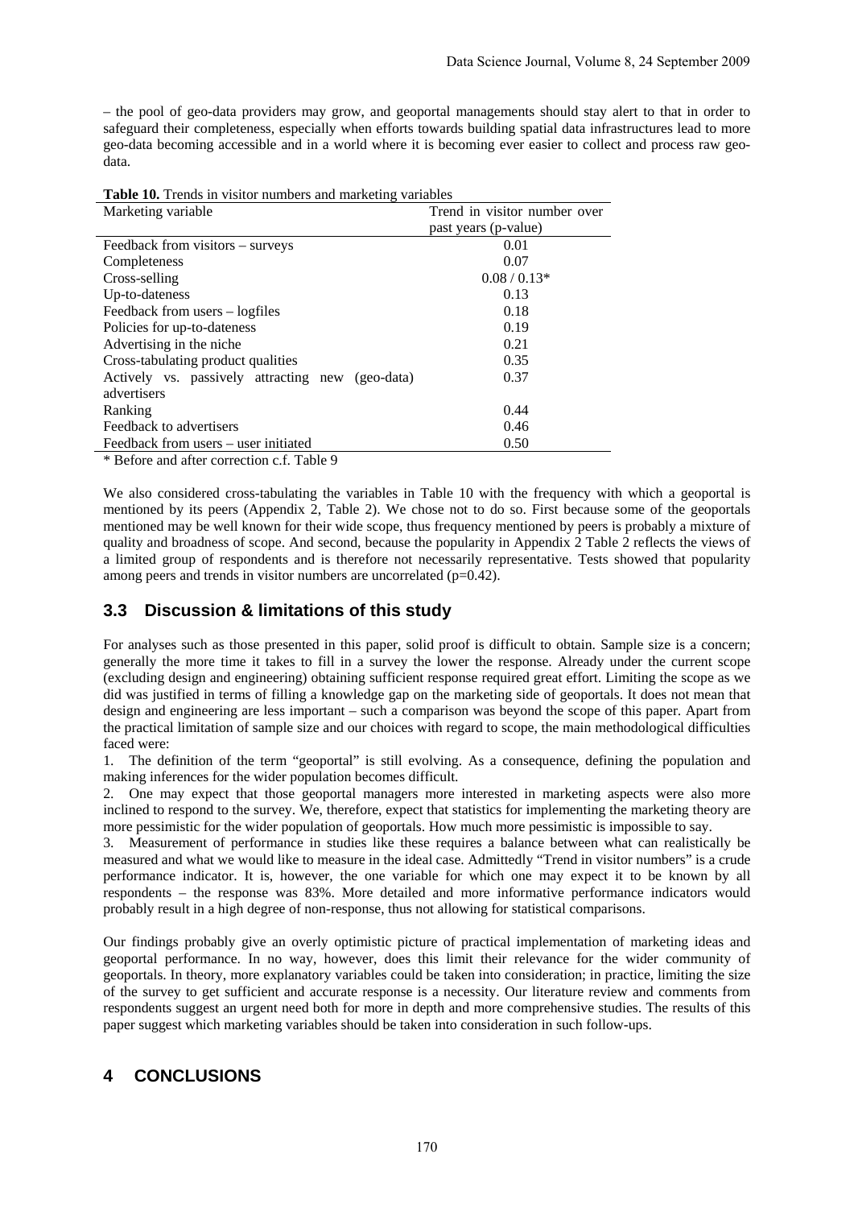– the pool of geo-data providers may grow, and geoportal managements should stay alert to that in order to safeguard their completeness, especially when efforts towards building spatial data infrastructures lead to more geo-data becoming accessible and in a world where it is becoming ever easier to collect and process raw geo-data.

**Table 10.** Trends in visitor numbers and marketing variables

| Marketing variable | Trend in visitor number over past years (p-value) |
|---|---|
| Feedback from visitors – surveys | 0.01 |
| Completeness | 0.07 |
| Cross-selling | 0.08 / 0.13* |
| Up-to-dateness | 0.13 |
| Feedback from users – logfiles | 0.18 |
| Policies for up-to-dateness | 0.19 |
| Advertising in the niche | 0.21 |
| Cross-tabulating product qualities | 0.35 |
| Actively vs. passively attracting new (geo-data) advertisers | 0.37 |
| Ranking | 0.44 |
| Feedback to advertisers | 0.46 |
| Feedback from users – user initiated | 0.50 |

* Before and after correction c.f. Table 9

We also considered cross-tabulating the variables in Table 10 with the frequency with which a geoportal is mentioned by its peers (Appendix 2, Table 2). We chose not to do so. First because some of the geoportals mentioned may be well known for their wide scope, thus frequency mentioned by peers is probably a mixture of quality and broadness of scope. And second, because the popularity in Appendix 2 Table 2 reflects the views of a limited group of respondents and is therefore not necessarily representative. Tests showed that popularity among peers and trends in visitor numbers are uncorrelated ($p=0.42$).

## 3.3 Discussion & limitations of this study

For analyses such as those presented in this paper, solid proof is difficult to obtain. Sample size is a concern; generally the more time it takes to fill in a survey the lower the response. Already under the current scope (excluding design and engineering) obtaining sufficient response required great effort. Limiting the scope as we did was justified in terms of filling a knowledge gap on the marketing side of geoportals. It does not mean that design and engineering are less important – such a comparison was beyond the scope of this paper. Apart from the practical limitation of sample size and our choices with regard to scope, the main methodological difficulties faced were:

1. The definition of the term "geoportal" is still evolving. As a consequence, defining the population and making inferences for the wider population becomes difficult.
2. One may expect that those geoportal managers more interested in marketing aspects were also more inclined to respond to the survey. We, therefore, expect that statistics for implementing the marketing theory are more pessimistic for the wider population of geoportals. How much more pessimistic is impossible to say.
3. Measurement of performance in studies like these requires a balance between what can realistically be measured and what we would like to measure in the ideal case. Admittedly "Trend in visitor numbers" is a crude performance indicator. It is, however, the one variable for which one may expect it to be known by all respondents – the response was 83%. More detailed and more informative performance indicators would probably result in a high degree of non-response, thus not allowing for statistical comparisons.

Our findings probably give an overly optimistic picture of practical implementation of marketing ideas and geoportal performance. In no way, however, does this limit their relevance for the wider community of geoportals. In theory, more explanatory variables could be taken into consideration; in practice, limiting the size of the survey to get sufficient and accurate response is a necessity. Our literature review and comments from respondents suggest an urgent need both for more in depth and more comprehensive studies. The results of this paper suggest which marketing variables should be taken into consideration in such follow-ups.

# 4 CONCLUSIONS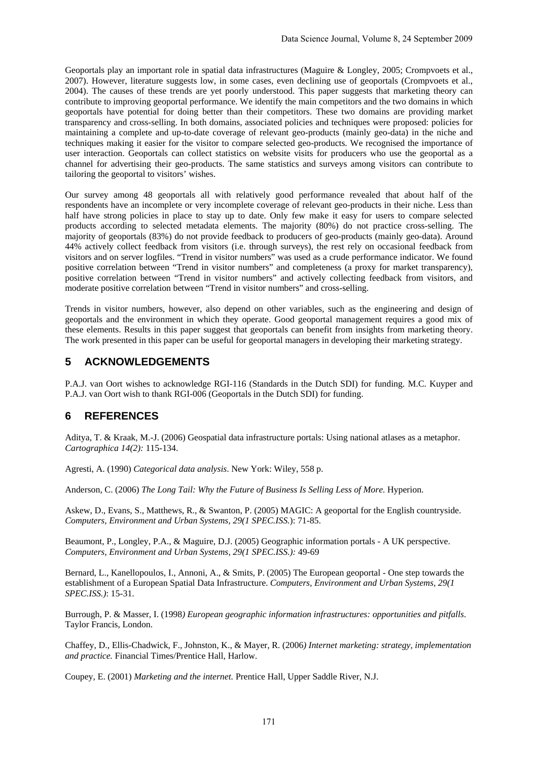Geoportals play an important role in spatial data infrastructures (Maguire & Longley, 2005; Crompvoets et al., 2007). However, literature suggests low, in some cases, even declining use of geoportals (Crompvoets et al., 2004). The causes of these trends are yet poorly understood. This paper suggests that marketing theory can contribute to improving geoportal performance. We identify the main competitors and the two domains in which geoportals have potential for doing better than their competitors. These two domains are providing market transparency and cross-selling. In both domains, associated policies and techniques were proposed: policies for maintaining a complete and up-to-date coverage of relevant geo-products (mainly geo-data) in the niche and techniques making it easier for the visitor to compare selected geo-products. We recognised the importance of user interaction. Geoportals can collect statistics on website visits for producers who use the geoportal as a channel for advertising their geo-products. The same statistics and surveys among visitors can contribute to tailoring the geoportal to visitors' wishes.

Our survey among 48 geoportals all with relatively good performance revealed that about half of the respondents have an incomplete or very incomplete coverage of relevant geo-products in their niche. Less than half have strong policies in place to stay up to date. Only few make it easy for users to compare selected products according to selected metadata elements. The majority (80%) do not practice cross-selling. The majority of geoportals (83%) do not provide feedback to producers of geo-products (mainly geo-data). Around 44% actively collect feedback from visitors (i.e. through surveys), the rest rely on occasional feedback from visitors and on server logfiles. "Trend in visitor numbers" was used as a crude performance indicator. We found positive correlation between "Trend in visitor numbers" and completeness (a proxy for market transparency), positive correlation between "Trend in visitor numbers" and actively collecting feedback from visitors, and moderate positive correlation between "Trend in visitor numbers" and cross-selling.

Trends in visitor numbers, however, also depend on other variables, such as the engineering and design of geoportals and the environment in which they operate. Good geoportal management requires a good mix of these elements. Results in this paper suggest that geoportals can benefit from insights from marketing theory. The work presented in this paper can be useful for geoportal managers in developing their marketing strategy.

## 5 ACKNOWLEDGEMENTS

P.A.J. van Oort wishes to acknowledge RGI-116 (Standards in the Dutch SDI) for funding. M.C. Kuyper and P.A.J. van Oort wish to thank RGI-006 (Geoportals in the Dutch SDI) for funding.

## 6 REFERENCES

Aditya, T. & Kraak, M.-J. (2006) Geospatial data infrastructure portals: Using national atlases as a metaphor. *Cartographica 14(2):* 115-134.

Agresti, A. (1990) *Categorical data analysis*. New York: Wiley, 558 p.

Anderson, C. (2006) *The Long Tail: Why the Future of Business Is Selling Less of More.* Hyperion.

Askew, D., Evans, S., Matthews, R., & Swanton, P. (2005) MAGIC: A geoportal for the English countryside. *Computers, Environment and Urban Systems, 29(1 SPEC.ISS.*): 71-85.

Beaumont, P., Longley, P.A., & Maguire, D.J. (2005) Geographic information portals - A UK perspective. *Computers, Environment and Urban Systems, 29(1 SPEC.ISS.):* 49-69

Bernard, L., Kanellopoulos, I., Annoni, A., & Smits, P. (2005) The European geoportal - One step towards the establishment of a European Spatial Data Infrastructure. *Computers, Environment and Urban Systems, 29(1 SPEC.ISS.)*: 15-31.

Burrough, P. & Masser, I. (1998*) European geographic information infrastructures: opportunities and pitfalls.* Taylor Francis, London.

Chaffey, D., Ellis-Chadwick, F., Johnston, K., & Mayer, R. (2006*) Internet marketing: strategy, implementation and practice.* Financial Times/Prentice Hall, Harlow.

Coupey, E. (2001) *Marketing and the internet.* Prentice Hall, Upper Saddle River, N.J.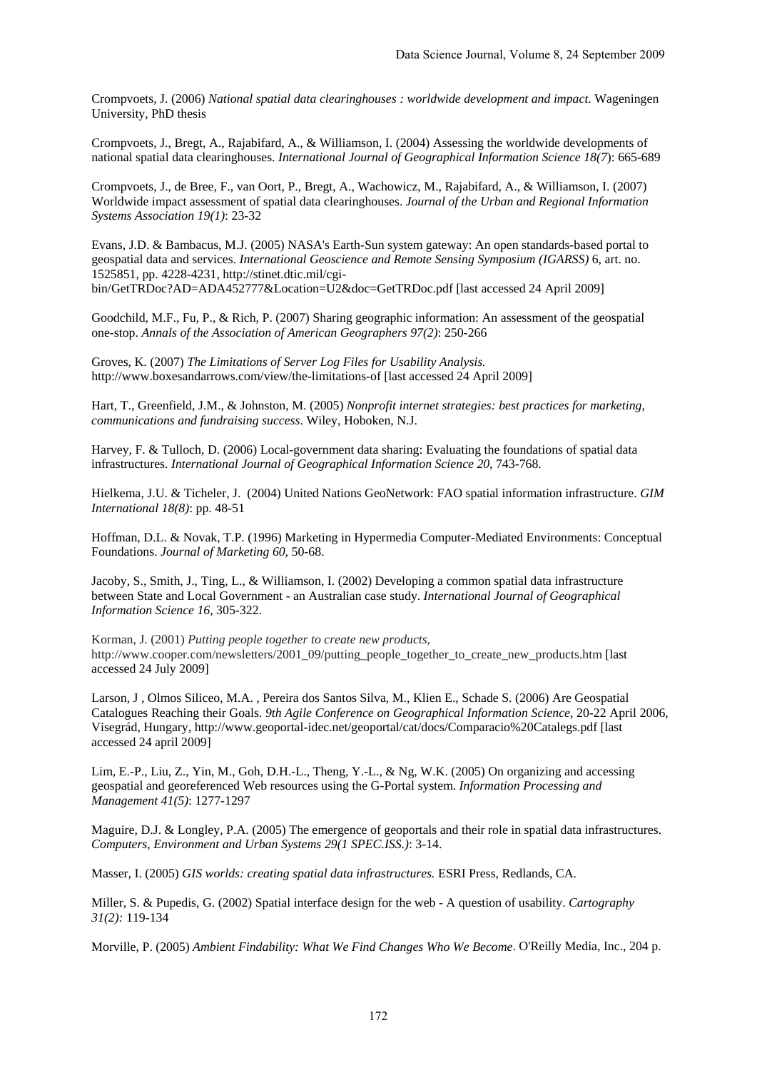Crompvoets, J. (2006) *National spatial data clearinghouses : worldwide development and impact*. Wageningen University, PhD thesis

Crompvoets, J., Bregt, A., Rajabifard, A., & Williamson, I. (2004) Assessing the worldwide developments of national spatial data clearinghouses. *International Journal of Geographical Information Science 18(7*): 665-689

Crompvoets, J., de Bree, F., van Oort, P., Bregt, A., Wachowicz, M., Rajabifard, A., & Williamson, I. (2007) Worldwide impact assessment of spatial data clearinghouses. *Journal of the Urban and Regional Information Systems Association 19(1)*: 23-32

Evans, J.D. & Bambacus, M.J. (2005) NASA's Earth-Sun system gateway: An open standards-based portal to geospatial data and services. *International Geoscience and Remote Sensing Symposium (IGARSS)* 6, art. no. 1525851, pp. 4228-4231, http://stinet.dtic.mil/cgi-bin/GetTRDoc?AD=ADA452777&Location=U2&doc=GetTRDoc.pdf [last accessed 24 April 2009]

Goodchild, M.F., Fu, P., & Rich, P. (2007) Sharing geographic information: An assessment of the geospatial one-stop. *Annals of the Association of American Geographers 97(2)*: 250-266

Groves, K. (2007) *The Limitations of Server Log Files for Usability Analysis.* http://www.boxesandarrows.com/view/the-limitations-of [last accessed 24 April 2009]

Hart, T., Greenfield, J.M., & Johnston, M. (2005) *Nonprofit internet strategies: best practices for marketing, communications and fundraising success*. Wiley, Hoboken, N.J.

Harvey, F. & Tulloch, D. (2006) Local-government data sharing: Evaluating the foundations of spatial data infrastructures. *International Journal of Geographical Information Science 20*, 743-768.

Hielkema, J.U. & Ticheler, J. (2004) United Nations GeoNetwork: FAO spatial information infrastructure. *GIM International 18(8)*: pp. 48-51

Hoffman, D.L. & Novak, T.P. (1996) Marketing in Hypermedia Computer-Mediated Environments: Conceptual Foundations. *Journal of Marketing 60*, 50-68.

Jacoby, S., Smith, J., Ting, L., & Williamson, I. (2002) Developing a common spatial data infrastructure between State and Local Government - an Australian case study. *International Journal of Geographical Information Science 16*, 305-322.

Korman, J. (2001) *Putting people together to create new products,* http://www.cooper.com/newsletters/2001_09/putting_people_together_to_create_new_products.htm [last accessed 24 July 2009]

Larson, J , Olmos Siliceo, M.A. , Pereira dos Santos Silva, M., Klien E., Schade S. (2006) Are Geospatial Catalogues Reaching their Goals. *9th Agile Conference on Geographical Information Science*, 20-22 April 2006, Visegrád, Hungary, http://www.geoportal-idec.net/geoportal/cat/docs/Comparacio%20Catalegs.pdf [last accessed 24 april 2009]

Lim, E.-P., Liu, Z., Yin, M., Goh, D.H.-L., Theng, Y.-L., & Ng, W.K. (2005) On organizing and accessing geospatial and georeferenced Web resources using the G-Portal system. *Information Processing and Management 41(5)*: 1277-1297

Maguire, D.J. & Longley, P.A. (2005) The emergence of geoportals and their role in spatial data infrastructures. *Computers, Environment and Urban Systems 29(1 SPEC.ISS.)*: 3-14.

Masser, I. (2005) *GIS worlds: creating spatial data infrastructures.* ESRI Press, Redlands, CA.

Miller, S. & Pupedis, G. (2002) Spatial interface design for the web - A question of usability. *Cartography 31(2):* 119-134

Morville, P. (2005) *Ambient Findability: What We Find Changes Who We Become*. O'Reilly Media, Inc., 204 p.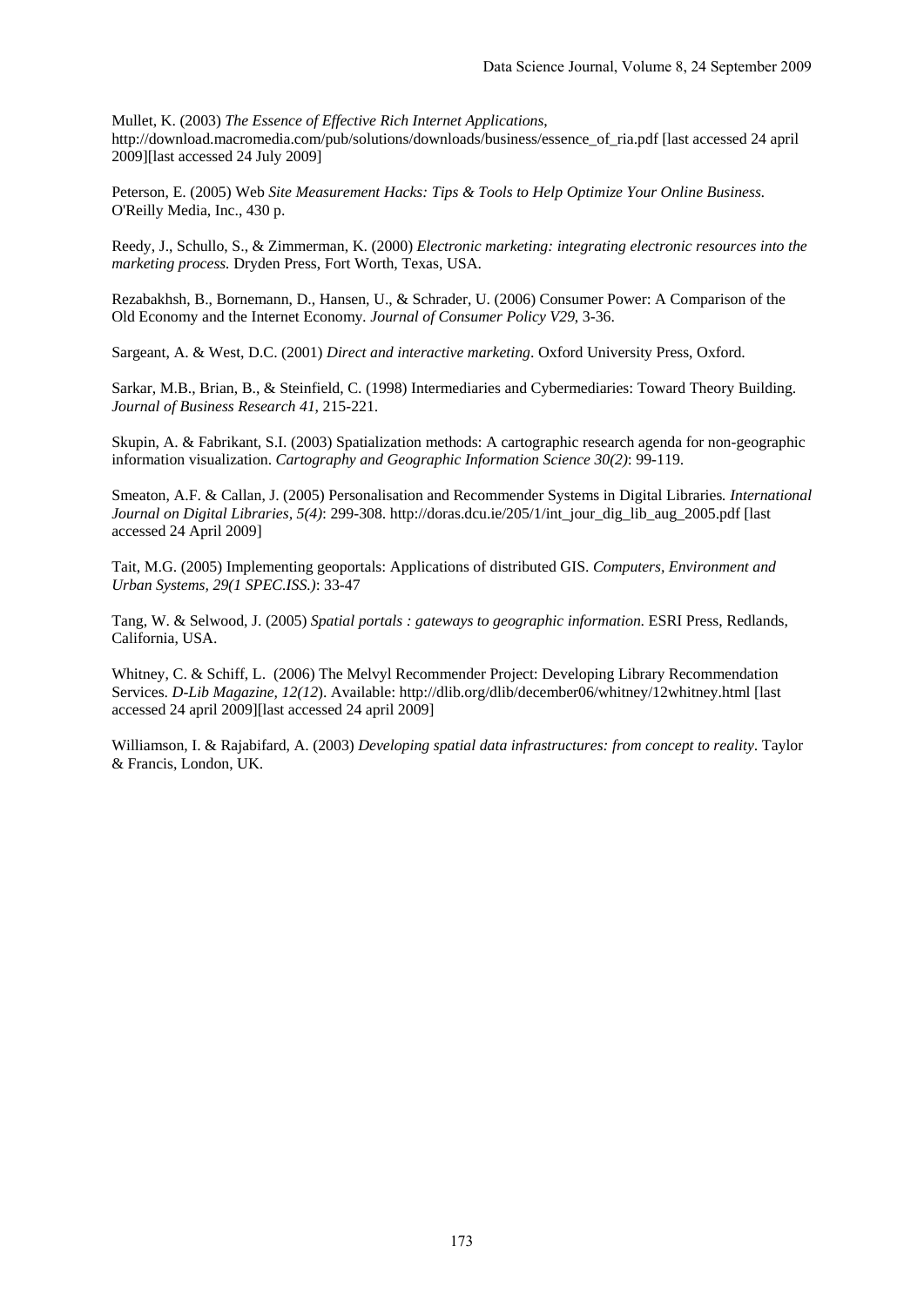Mullet, K. (2003) *The Essence of Effective Rich Internet Applications*, http://download.macromedia.com/pub/solutions/downloads/business/essence_of_ria.pdf [last accessed 24 april 2009][last accessed 24 July 2009]

Peterson, E. (2005) Web *Site Measurement Hacks: Tips & Tools to Help Optimize Your Online Business.* O'Reilly Media, Inc., 430 p.

Reedy, J., Schullo, S., & Zimmerman, K. (2000) *Electronic marketing: integrating electronic resources into the marketing process.* Dryden Press, Fort Worth, Texas, USA.

Rezabakhsh, B., Bornemann, D., Hansen, U., & Schrader, U. (2006) Consumer Power: A Comparison of the Old Economy and the Internet Economy. *Journal of Consumer Policy V29,* 3-36.

Sargeant, A. & West, D.C. (2001) *Direct and interactive marketing*. Oxford University Press, Oxford.

Sarkar, M.B., Brian, B., & Steinfield, C. (1998) Intermediaries and Cybermediaries: Toward Theory Building. *Journal of Business Research 41,* 215-221.

Skupin, A. & Fabrikant, S.I. (2003) Spatialization methods: A cartographic research agenda for non-geographic information visualization. *Cartography and Geographic Information Science 30(2)*: 99-119.

Smeaton, A.F. & Callan, J. (2005) Personalisation and Recommender Systems in Digital Libraries*. International Journal on Digital Libraries*, *5(4)*: 299-308. http://doras.dcu.ie/205/1/int_jour_dig_lib_aug_2005.pdf [last accessed 24 April 2009]

Tait, M.G. (2005) Implementing geoportals: Applications of distributed GIS. *Computers, Environment and Urban Systems, 29(1 SPEC.ISS.)*: 33-47

Tang, W. & Selwood, J. (2005) *Spatial portals : gateways to geographic information.* ESRI Press, Redlands, California, USA.

Whitney, C. & Schiff, L. (2006) The Melvyl Recommender Project: Developing Library Recommendation Services. *D-Lib Magazine, 12(12*). Available: http://dlib.org/dlib/december06/whitney/12whitney.html [last accessed 24 april 2009][last accessed 24 april 2009]

Williamson, I. & Rajabifard, A. (2003) *Developing spatial data infrastructures: from concept to reality*. Taylor & Francis, London, UK.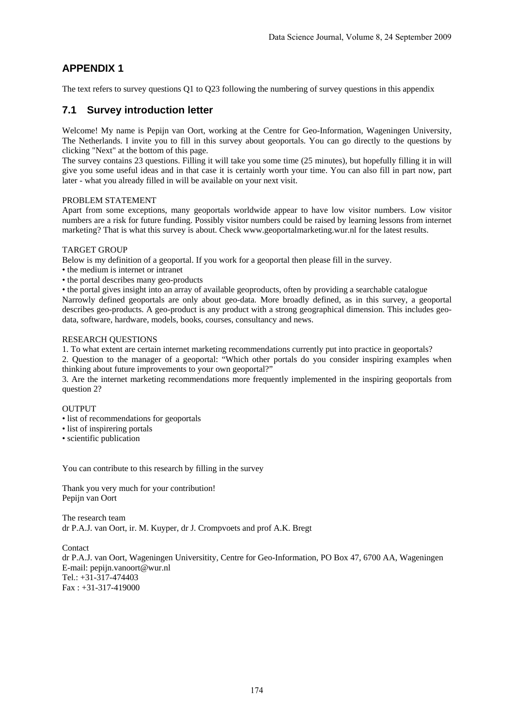## APPENDIX 1

The text refers to survey questions Q1 to Q23 following the numbering of survey questions in this appendix

### 7.1 Survey introduction letter

Welcome! My name is Pepijn van Oort, working at the Centre for Geo-Information, Wageningen University, The Netherlands. I invite you to fill in this survey about geoportals. You can go directly to the questions by clicking "Next" at the bottom of this page.
The survey contains 23 questions. Filling it will take you some time (25 minutes), but hopefully filling it in will give you some useful ideas and in that case it is certainly worth your time. You can also fill in part now, part later - what you already filled in will be available on your next visit.

PROBLEM STATEMENT
Apart from some exceptions, many geoportals worldwide appear to have low visitor numbers. Low visitor numbers are a risk for future funding. Possibly visitor numbers could be raised by learning lessons from internet marketing? That is what this survey is about. Check www.geoportalmarketing.wur.nl for the latest results.

TARGET GROUP
Below is my definition of a geoportal. If you work for a geoportal then please fill in the survey.
• the medium is internet or intranet
• the portal describes many geo-products
• the portal gives insight into an array of available geoproducts, often by providing a searchable catalogue
Narrowly defined geoportals are only about geo-data. More broadly defined, as in this survey, a geoportal describes geo-products. A geo-product is any product with a strong geographical dimension. This includes geo-data, software, hardware, models, books, courses, consultancy and news.

RESEARCH QUESTIONS
1. To what extent are certain internet marketing recommendations currently put into practice in geoportals?
2. Question to the manager of a geoportal: "Which other portals do you consider inspiring examples when thinking about future improvements to your own geoportal?"
3. Are the internet marketing recommendations more frequently implemented in the inspiring geoportals from question 2?

OUTPUT
• list of recommendations for geoportals
• list of inspirering portals
• scientific publication

You can contribute to this research by filling in the survey

Thank you very much for your contribution!
Pepijn van Oort

The research team
dr P.A.J. van Oort, ir. M. Kuyper, dr J. Crompvoets and prof A.K. Bregt

Contact
dr P.A.J. van Oort, Wageningen Universitity, Centre for Geo-Information, PO Box 47, 6700 AA, Wageningen
E-mail: pepijn.vanoort@wur.nl
Tel.: +31-317-474403
Fax : +31-317-419000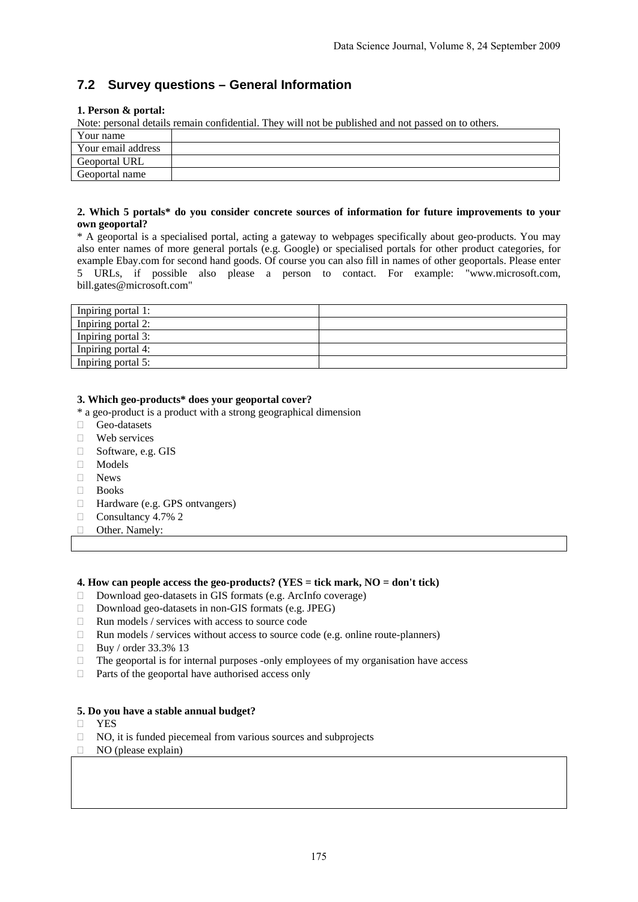## 7.2 Survey questions – General Information

**1. Person & portal:**

Note: personal details remain confidential. They will not be published and not passed on to others.

| Your name | |
|---|---|
| Your email address | |
| Geoportal URL | |
| Geoportal name | |

**2. Which 5 portals* do you consider concrete sources of information for future improvements to your own geoportal?**

* A geoportal is a specialised portal, acting a gateway to webpages specifically about geo-products. You may also enter names of more general portals (e.g. Google) or specialised portals for other product categories, for example Ebay.com for second hand goods. Of course you can also fill in names of other geoportals. Please enter 5 URLs, if possible also please a person to contact. For example: "www.microsoft.com, bill.gates@microsoft.com"

| Inpiring portal 1: | |
|---|---|
| Inpiring portal 2: | |
| Inpiring portal 3: | |
| Inpiring portal 4: | |
| Inpiring portal 5: | |

**3. Which geo-products* does your geoportal cover?**

* a geo-product is a product with a strong geographical dimension

- Geo-datasets
- Web services
- Software, e.g. GIS
- Models
- News
- Books
- Hardware (e.g. GPS ontvangers)
- Consultancy 4.7% 2
- Other. Namely:

**4. How can people access the geo-products? (YES = tick mark, NO = don't tick)**

- Download geo-datasets in GIS formats (e.g. ArcInfo coverage)
- Download geo-datasets in non-GIS formats (e.g. JPEG)
- Run models / services with access to source code
- Run models / services without access to source code (e.g. online route-planners)
- Buy / order 33.3% 13
- The geoportal is for internal purposes -only employees of my organisation have access
- Parts of the geoportal have authorised access only

**5. Do you have a stable annual budget?**

- YES
- NO, it is funded piecemeal from various sources and subprojects
- NO (please explain)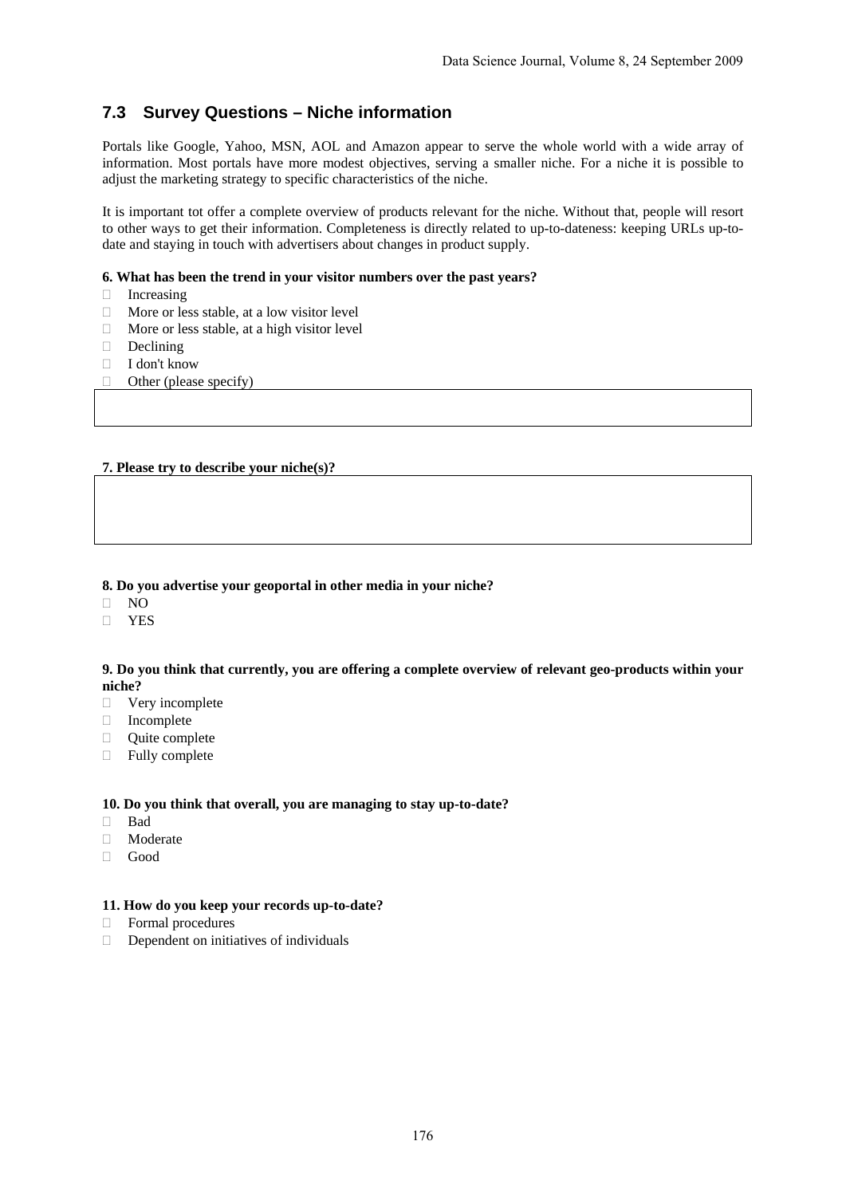## 7.3 Survey Questions – Niche information

Portals like Google, Yahoo, MSN, AOL and Amazon appear to serve the whole world with a wide array of information. Most portals have more modest objectives, serving a smaller niche. For a niche it is possible to adjust the marketing strategy to specific characteristics of the niche.

It is important tot offer a complete overview of products relevant for the niche. Without that, people will resort to other ways to get their information. Completeness is directly related to up-to-dateness: keeping URLs up-to-date and staying in touch with advertisers about changes in product supply.

**6. What has been the trend in your visitor numbers over the past years?**

- Increasing
- More or less stable, at a low visitor level
- More or less stable, at a high visitor level
- Declining
- I don't know
- Other (please specify)

**7. Please try to describe your niche(s)?**

**8. Do you advertise your geoportal in other media in your niche?**

- NO
- YES

**9. Do you think that currently, you are offering a complete overview of relevant geo-products within your niche?**

- Very incomplete
- Incomplete
- Quite complete
- Fully complete

**10. Do you think that overall, you are managing to stay up-to-date?**

- Bad
- Moderate
- Good

**11. How do you keep your records up-to-date?**

- Formal procedures
- Dependent on initiatives of individuals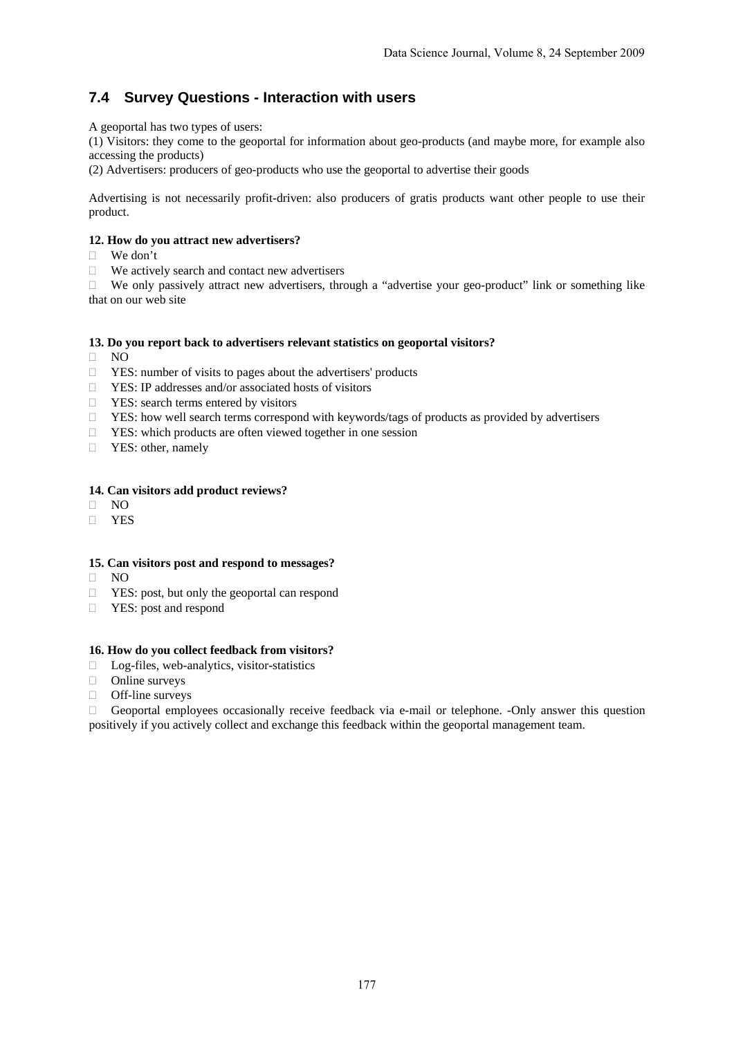## 7.4 Survey Questions - Interaction with users

A geoportal has two types of users:

(1) Visitors: they come to the geoportal for information about geo-products (and maybe more, for example also accessing the products)

(2) Advertisers: producers of geo-products who use the geoportal to advertise their goods

Advertising is not necessarily profit-driven: also producers of gratis products want other people to use their product.

**12. How do you attract new advertisers?**

- We don't
- We actively search and contact new advertisers
- We only passively attract new advertisers, through a "advertise your geo-product" link or something like that on our web site

**13. Do you report back to advertisers relevant statistics on geoportal visitors?**

- NO
- YES: number of visits to pages about the advertisers' products
- YES: IP addresses and/or associated hosts of visitors
- YES: search terms entered by visitors
- YES: how well search terms correspond with keywords/tags of products as provided by advertisers
- YES: which products are often viewed together in one session
- YES: other, namely

**14. Can visitors add product reviews?**

- NO
- YES

**15. Can visitors post and respond to messages?**

- NO
- YES: post, but only the geoportal can respond
- YES: post and respond

**16. How do you collect feedback from visitors?**

- Log-files, web-analytics, visitor-statistics
- Online surveys
- Off-line surveys
- Geoportal employees occasionally receive feedback via e-mail or telephone. -Only answer this question positively if you actively collect and exchange this feedback within the geoportal management team.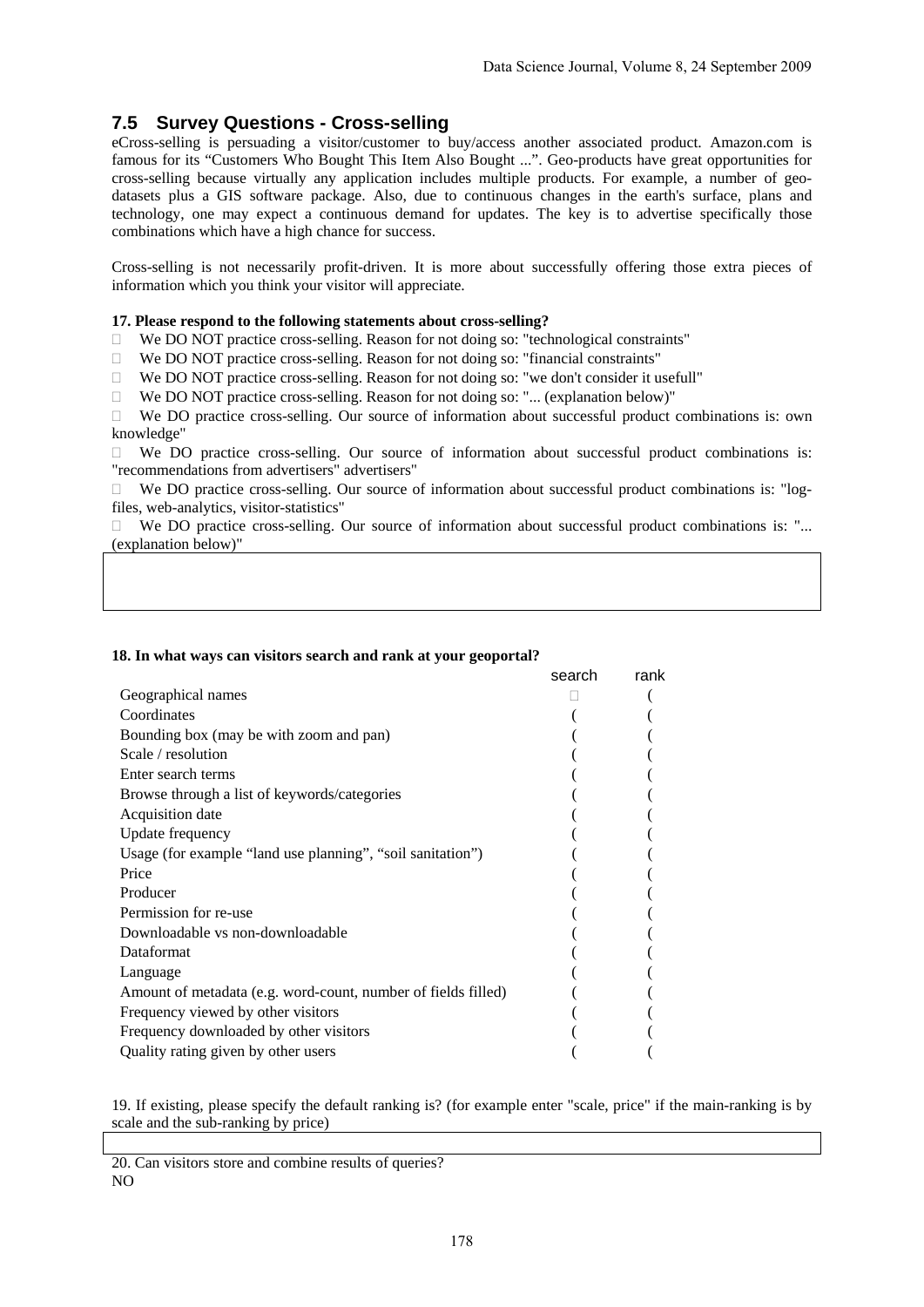## 7.5 Survey Questions - Cross-selling

eCross-selling is persuading a visitor/customer to buy/access another associated product. Amazon.com is famous for its "Customers Who Bought This Item Also Bought ...". Geo-products have great opportunities for cross-selling because virtually any application includes multiple products. For example, a number of geo-datasets plus a GIS software package. Also, due to continuous changes in the earth's surface, plans and technology, one may expect a continuous demand for updates. The key is to advertise specifically those combinations which have a high chance for success.

Cross-selling is not necessarily profit-driven. It is more about successfully offering those extra pieces of information which you think your visitor will appreciate.

**17. Please respond to the following statements about cross-selling?**

- We DO NOT practice cross-selling. Reason for not doing so: "technological constraints"
- We DO NOT practice cross-selling. Reason for not doing so: "financial constraints"
- We DO NOT practice cross-selling. Reason for not doing so: "we don't consider it usefull"
- We DO NOT practice cross-selling. Reason for not doing so: "... (explanation below)"
- We DO practice cross-selling. Our source of information about successful product combinations is: own knowledge"
- We DO practice cross-selling. Our source of information about successful product combinations is: "recommendations from advertisers" advertisers"
- We DO practice cross-selling. Our source of information about successful product combinations is: "log-files, web-analytics, visitor-statistics"
- We DO practice cross-selling. Our source of information about successful product combinations is: "... (explanation below)"

**18. In what ways can visitors search and rank at your geoportal?**

| | search | rank |
|---|---|---|
| Geographical names | □ | ( |
| Coordinates | ( | ( |
| Bounding box (may be with zoom and pan) | ( | ( |
| Scale / resolution | ( | ( |
| Enter search terms | ( | ( |
| Browse through a list of keywords/categories | ( | ( |
| Acquisition date | ( | ( |
| Update frequency | ( | ( |
| Usage (for example "land use planning", "soil sanitation") | ( | ( |
| Price | ( | ( |
| Producer | ( | ( |
| Permission for re-use | ( | ( |
| Downloadable vs non-downloadable | ( | ( |
| Dataformat | ( | ( |
| Language | ( | ( |
| Amount of metadata (e.g. word-count, number of fields filled) | ( | ( |
| Frequency viewed by other visitors | ( | ( |
| Frequency downloaded by other visitors | ( | ( |
| Quality rating given by other users | ( | ( |

19. If existing, please specify the default ranking is? (for example enter "scale, price" if the main-ranking is by scale and the sub-ranking by price)

20. Can visitors store and combine results of queries?
NO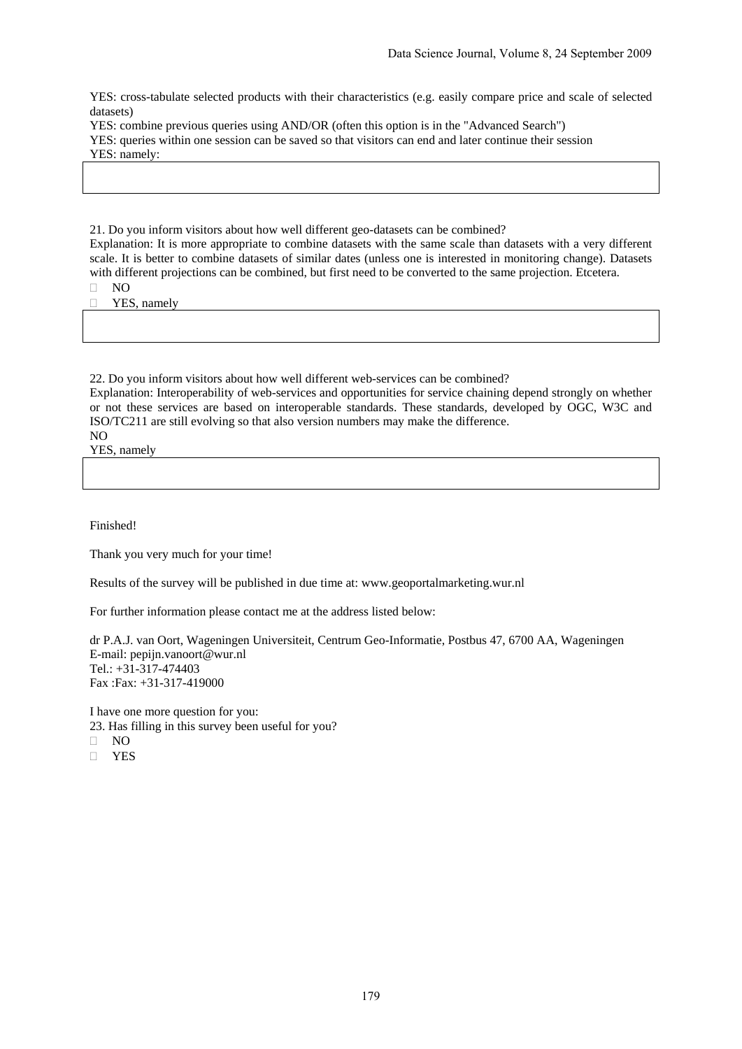YES: cross-tabulate selected products with their characteristics (e.g. easily compare price and scale of selected datasets)

YES: combine previous queries using AND/OR (often this option is in the "Advanced Search")

YES: queries within one session can be saved so that visitors can end and later continue their session

YES: namely:

21. Do you inform visitors about how well different geo-datasets can be combined?

Explanation: It is more appropriate to combine datasets with the same scale than datasets with a very different scale. It is better to combine datasets of similar dates (unless one is interested in monitoring change). Datasets with different projections can be combined, but first need to be converted to the same projection. Etcetera.

- NO
- YES, namely

22. Do you inform visitors about how well different web-services can be combined?

Explanation: Interoperability of web-services and opportunities for service chaining depend strongly on whether or not these services are based on interoperable standards. These standards, developed by OGC, W3C and ISO/TC211 are still evolving so that also version numbers may make the difference.

NO

YES, namely

Finished!

Thank you very much for your time!

Results of the survey will be published in due time at: www.geoportalmarketing.wur.nl

For further information please contact me at the address listed below:

dr P.A.J. van Oort, Wageningen Universiteit, Centrum Geo-Informatie, Postbus 47, 6700 AA, Wageningen
E-mail: pepijn.vanoort@wur.nl
Tel.: +31-317-474403
Fax :Fax: +31-317-419000

I have one more question for you:

23. Has filling in this survey been useful for you?

- NO
- YES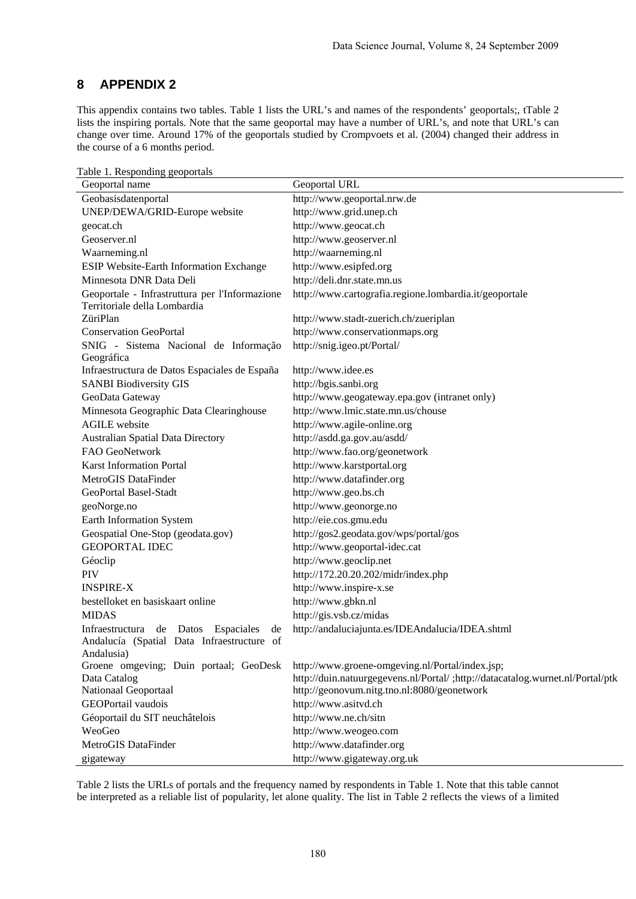## 8 APPENDIX 2

This appendix contains two tables. Table 1 lists the URL's and names of the respondents' geoportals;, tTable 2 lists the inspiring portals. Note that the same geoportal may have a number of URL's, and note that URL's can change over time. Around 17% of the geoportals studied by Crompvoets et al. (2004) changed their address in the course of a 6 months period.

Table 1. Responding geoportals

| Geoportal name | Geoportal URL |
|---|---|
| Geobasisdatenportal | http://www.geoportal.nrw.de |
| UNEP/DEWA/GRID-Europe website | http://www.grid.unep.ch |
| geocat.ch | http://www.geocat.ch |
| Geoserver.nl | http://www.geoserver.nl |
| Waarneming.nl | http://waarneming.nl |
| ESIP Website-Earth Information Exchange | http://www.esipfed.org |
| Minnesota DNR Data Deli | http://deli.dnr.state.mn.us |
| Geoportale - Infrastruttura per l'Informazione Territoriale della Lombardia | http://www.cartografia.regione.lombardia.it/geoportale |
| ZüriPlan | http://www.stadt-zuerich.ch/zueriplan |
| Conservation GeoPortal | http://www.conservationmaps.org |
| SNIG - Sistema Nacional de Informação Geográfica | http://snig.igeo.pt/Portal/ |
| Infraestructura de Datos Espaciales de España | http://www.idee.es |
| SANBI Biodiversity GIS | http://bgis.sanbi.org |
| GeoData Gateway | http://www.geogateway.epa.gov (intranet only) |
| Minnesota Geographic Data Clearinghouse | http://www.lmic.state.mn.us/chouse |
| AGILE website | http://www.agile-online.org |
| Australian Spatial Data Directory | http://asdd.ga.gov.au/asdd/ |
| FAO GeoNetwork | http://www.fao.org/geonetwork |
| Karst Information Portal | http://www.karstportal.org |
| MetroGIS DataFinder | http://www.datafinder.org |
| GeoPortal Basel-Stadt | http://www.geo.bs.ch |
| geoNorge.no | http://www.geonorge.no |
| Earth Information System | http://eie.cos.gmu.edu |
| Geospatial One-Stop (geodata.gov) | http://gos2.geodata.gov/wps/portal/gos |
| GEOPORTAL IDEC | http://www.geoportal-idec.cat |
| Géoclip | http://www.geoclip.net |
| PIV | http://172.20.20.202/midr/index.php |
| INSPIRE-X | http://www.inspire-x.se |
| bestelloket en basiskaart online | http://www.gbkn.nl |
| MIDAS | http://gis.vsb.cz/midas |
| Infraestructura de Datos Espaciales de Andalucía (Spatial Data Infraestructure of Andalusia) | http://andaluciajunta.es/IDEAndalucia/IDEA.shtml |
| Groene omgeving; Duin portaal; GeoDesk Data Catalog | http://www.groene-omgeving.nl/Portal/index.jsp; http://duin.natuurgegevens.nl/Portal/ ;http://datacatalog.wurnet.nl/Portal/ptk |
| Nationaal Geoportaal | http://geonovum.nitg.tno.nl:8080/geonetwork |
| GEOPortail vaudois | http://www.asitvd.ch |
| Géoportail du SIT neuchâtelois | http://www.ne.ch/sitn |
| WeoGeo | http://www.weogeo.com |
| MetroGIS DataFinder | http://www.datafinder.org |
| gigateway | http://www.gigateway.org.uk |

Table 2 lists the URLs of portals and the frequency named by respondents in Table 1. Note that this table cannot be interpreted as a reliable list of popularity, let alone quality. The list in Table 2 reflects the views of a limited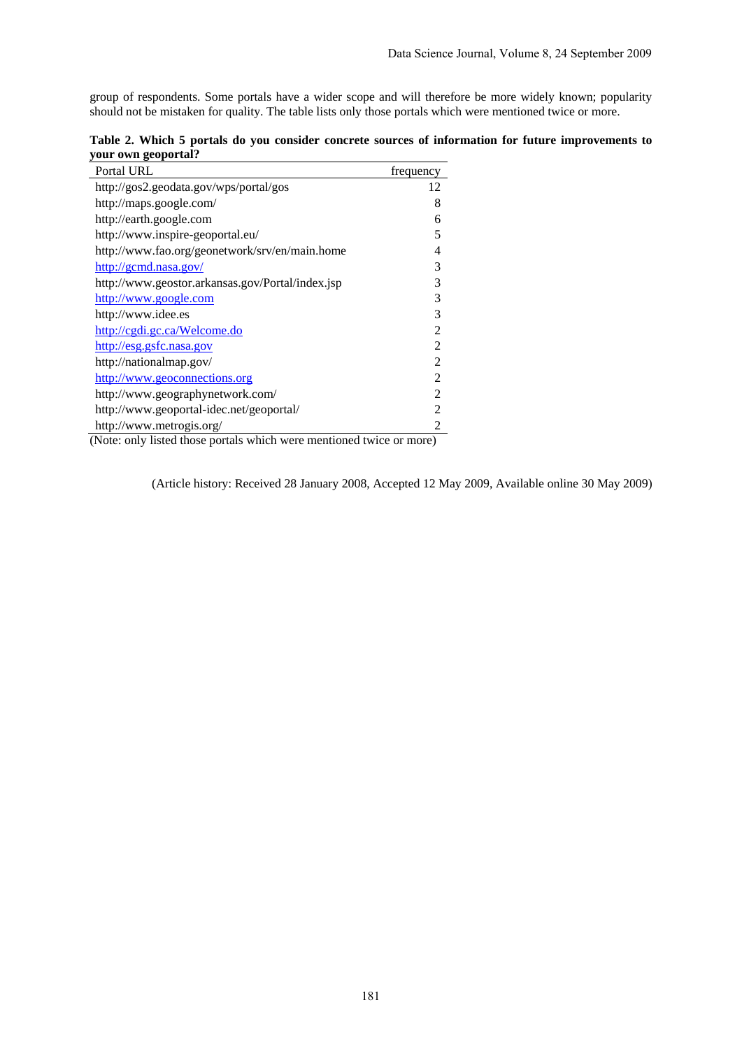group of respondents. Some portals have a wider scope and will therefore be more widely known; popularity should not be mistaken for quality. The table lists only those portals which were mentioned twice or more.

**Table 2. Which 5 portals do you consider concrete sources of information for future improvements to your own geoportal?**

| Portal URL | frequency |
|---|---|
| http://gos2.geodata.gov/wps/portal/gos | 12 |
| http://maps.google.com/ | 8 |
| http://earth.google.com | 6 |
| http://www.inspire-geoportal.eu/ | 5 |
| http://www.fao.org/geonetwork/srv/en/main.home | 4 |
| http://gcmd.nasa.gov/ | 3 |
| http://www.geostor.arkansas.gov/Portal/index.jsp | 3 |
| http://www.google.com | 3 |
| http://www.idee.es | 3 |
| http://cgdi.gc.ca/Welcome.do | 2 |
| http://esg.gsfc.nasa.gov | 2 |
| http://nationalmap.gov/ | 2 |
| http://www.geoconnections.org | 2 |
| http://www.geographynetwork.com/ | 2 |
| http://www.geoportal-idec.net/geoportal/ | 2 |
| http://www.metrogis.org/ | 2 |

(Note: only listed those portals which were mentioned twice or more)

(Article history: Received 28 January 2008, Accepted 12 May 2009, Available online 30 May 2009)